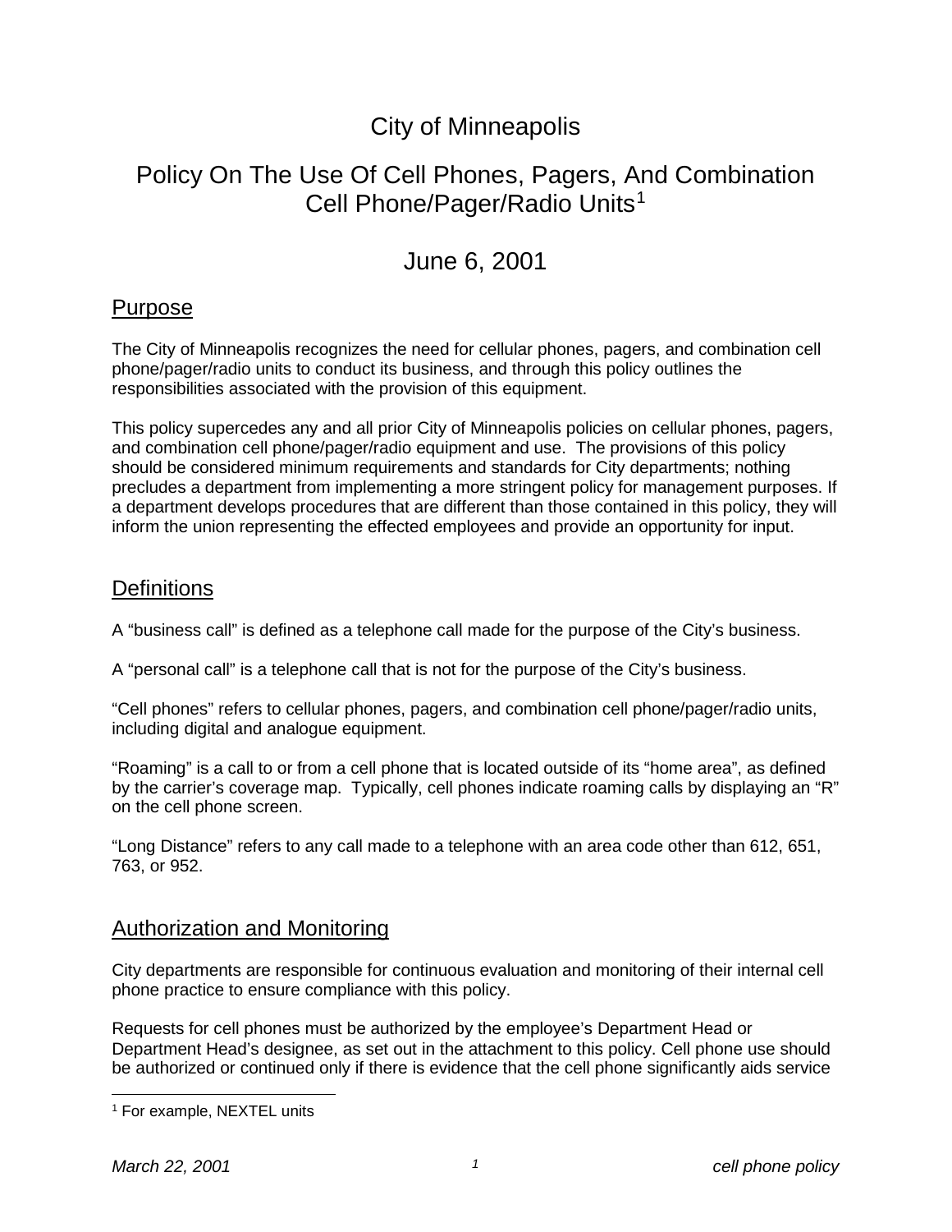# City of Minneapolis

# Policy On The Use Of Cell Phones, Pagers, And Combination Cell Phone/Pager/Radio Units[1]

# June 6, 2001

## Purpose

The City of Minneapolis recognizes the need for cellular phones, pagers, and combination cell phone/pager/radio units to conduct its business, and through this policy outlines the responsibilities associated with the provision of this equipment.

This policy supercedes any and all prior City of Minneapolis policies on cellular phones, pagers, and combination cell phone/pager/radio equipment and use. The provisions of this policy should be considered minimum requirements and standards for City departments; nothing precludes a department from implementing a more stringent policy for management purposes. If a department develops procedures that are different than those contained in this policy, they will inform the union representing the effected employees and provide an opportunity for input.

## Definitions

A "business call" is defined as a telephone call made for the purpose of the City's business.

A "personal call" is a telephone call that is not for the purpose of the City's business.

"Cell phones" refers to cellular phones, pagers, and combination cell phone/pager/radio units, including digital and analogue equipment.

"Roaming" is a call to or from a cell phone that is located outside of its "home area", as defined by the carrier's coverage map. Typically, cell phones indicate roaming calls by displaying an "R" on the cell phone screen.

"Long Distance" refers to any call made to a telephone with an area code other than 612, 651, 763, or 952.

## Authorization and Monitoring

City departments are responsible for continuous evaluation and monitoring of their internal cell phone practice to ensure compliance with this policy.

Requests for cell phones must be authorized by the employee's Department Head or Department Head's designee, as set out in the attachment to this policy. Cell phone use should be authorized or continued only if there is evidence that the cell phone significantly aids service

[1] For example, NEXTEL units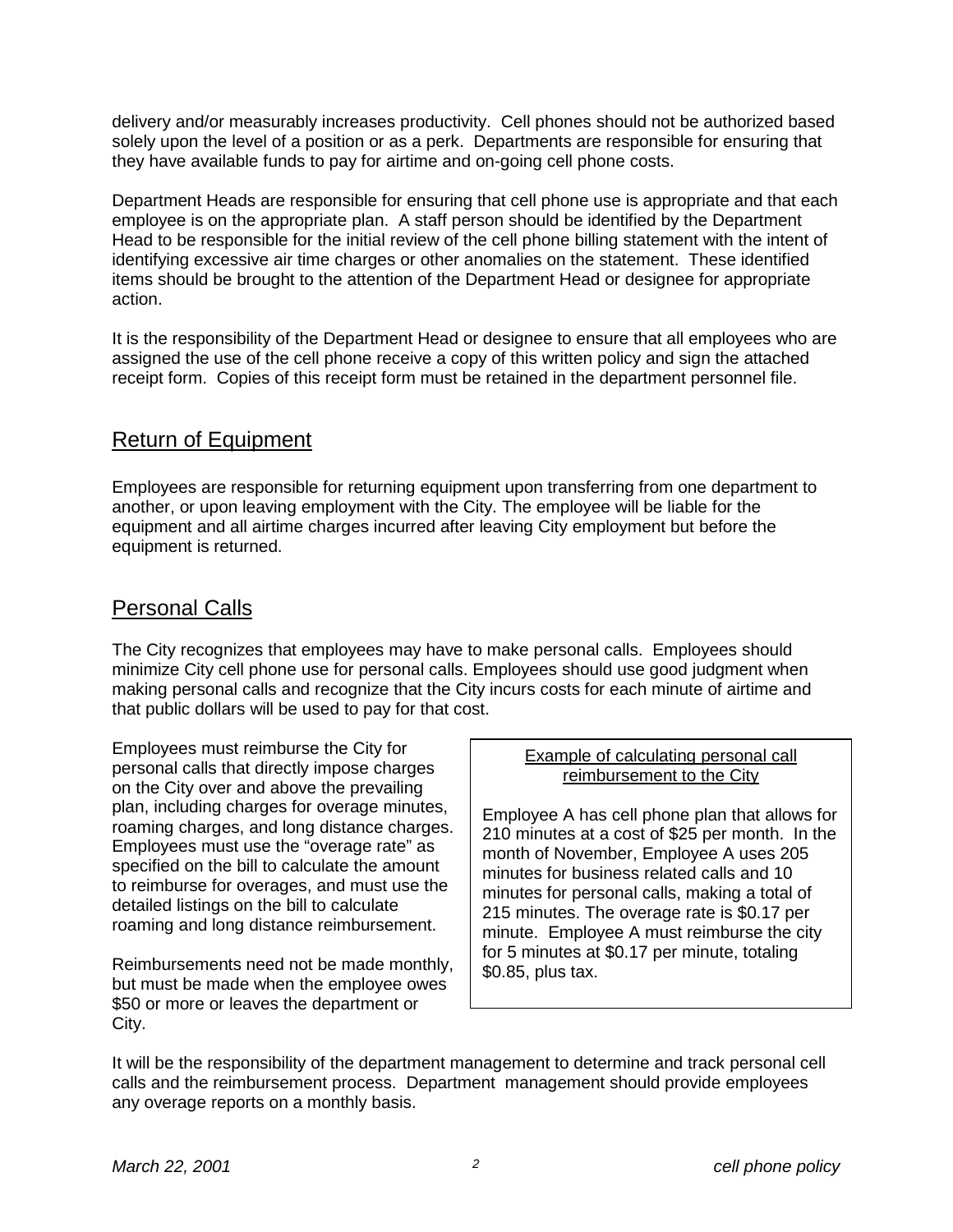delivery and/or measurably increases productivity. Cell phones should not be authorized based solely upon the level of a position or as a perk. Departments are responsible for ensuring that they have available funds to pay for airtime and on-going cell phone costs.

Department Heads are responsible for ensuring that cell phone use is appropriate and that each employee is on the appropriate plan. A staff person should be identified by the Department Head to be responsible for the initial review of the cell phone billing statement with the intent of identifying excessive air time charges or other anomalies on the statement. These identified items should be brought to the attention of the Department Head or designee for appropriate action.

It is the responsibility of the Department Head or designee to ensure that all employees who are assigned the use of the cell phone receive a copy of this written policy and sign the attached receipt form. Copies of this receipt form must be retained in the department personnel file.

## Return of Equipment

Employees are responsible for returning equipment upon transferring from one department to another, or upon leaving employment with the City. The employee will be liable for the equipment and all airtime charges incurred after leaving City employment but before the equipment is returned.

## Personal Calls

The City recognizes that employees may have to make personal calls. Employees should minimize City cell phone use for personal calls. Employees should use good judgment when making personal calls and recognize that the City incurs costs for each minute of airtime and that public dollars will be used to pay for that cost.

Employees must reimburse the City for personal calls that directly impose charges on the City over and above the prevailing plan, including charges for overage minutes, roaming charges, and long distance charges. Employees must use the "overage rate" as specified on the bill to calculate the amount to reimburse for overages, and must use the detailed listings on the bill to calculate roaming and long distance reimbursement.

Reimbursements need not be made monthly, but must be made when the employee owes $50 or more or leaves the department or City.

> Example of calculating personal call reimbursement to the City
>
> Employee A has cell phone plan that allows for 210 minutes at a cost of $25 per month. In the month of November, Employee A uses 205 minutes for business related calls and 10 minutes for personal calls, making a total of 215 minutes. The overage rate is $0.17 per minute. Employee A must reimburse the city for 5 minutes at $0.17 per minute, totaling $0.85, plus tax.

It will be the responsibility of the department management to determine and track personal cell calls and the reimbursement process. Department management should provide employees any overage reports on a monthly basis.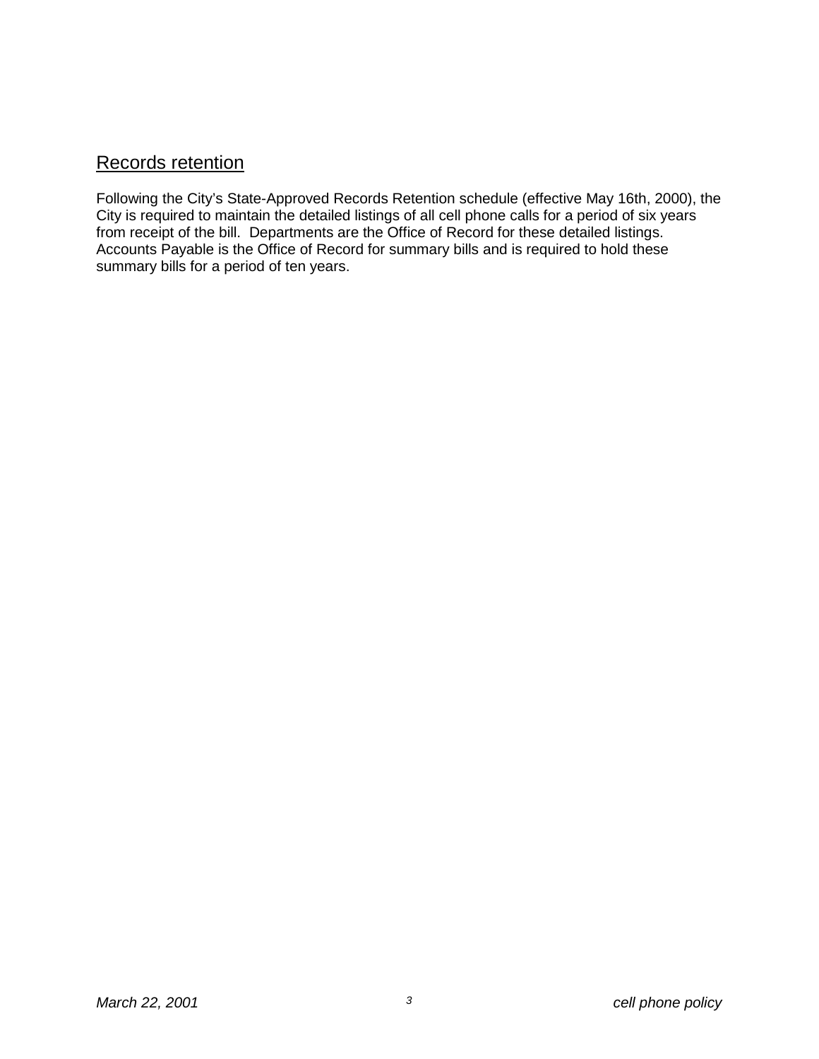## Records retention

Following the City's State-Approved Records Retention schedule (effective May 16th, 2000), the City is required to maintain the detailed listings of all cell phone calls for a period of six years from receipt of the bill. Departments are the Office of Record for these detailed listings. Accounts Payable is the Office of Record for summary bills and is required to hold these summary bills for a period of ten years.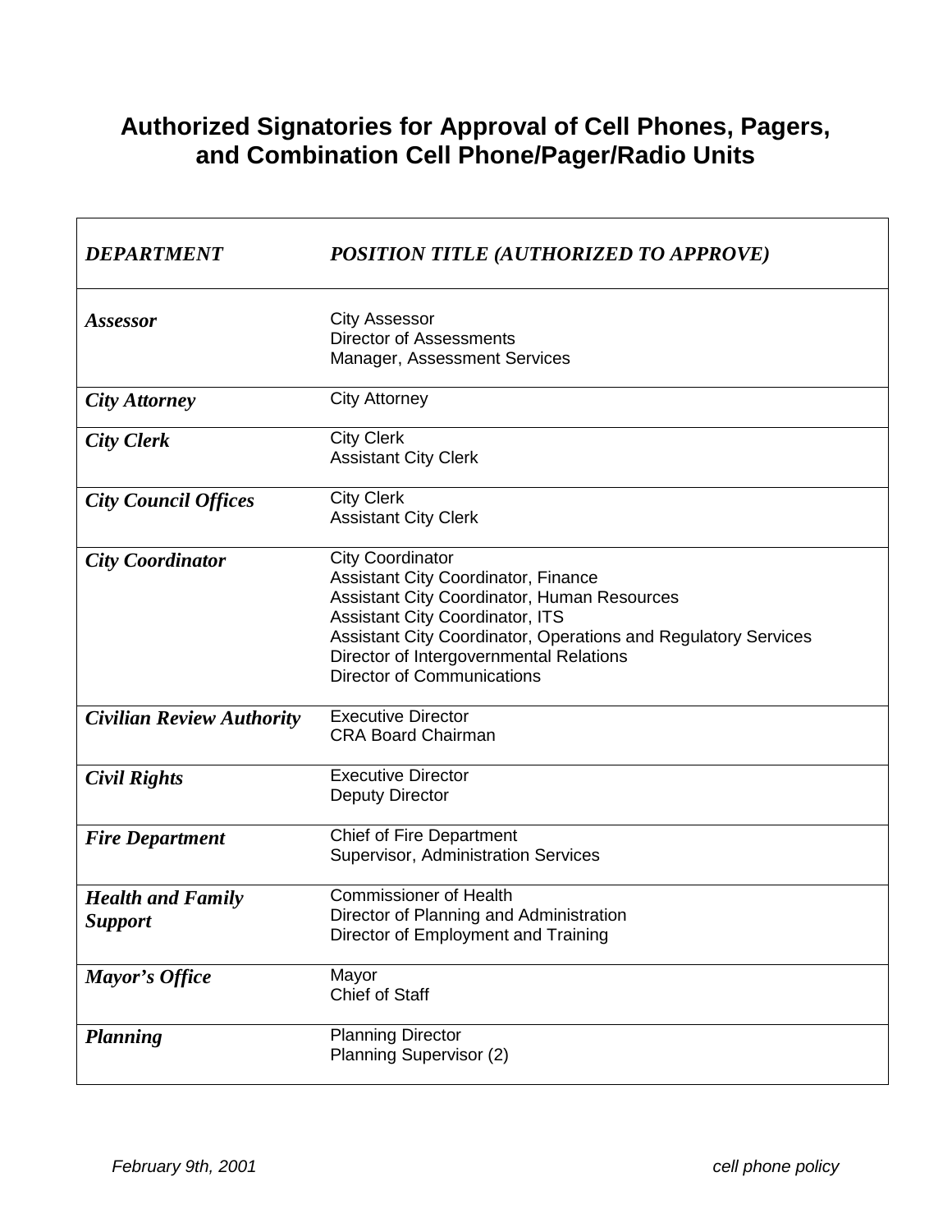# Authorized Signatories for Approval of Cell Phones, Pagers, and Combination Cell Phone/Pager/Radio Units

| *DEPARTMENT* | *POSITION TITLE (AUTHORIZED TO APPROVE)* |
|---|---|
| ***Assessor*** | City Assessor<br>Director of Assessments<br>Manager, Assessment Services |
| ***City Attorney*** | City Attorney |
| ***City Clerk*** | City Clerk<br>Assistant City Clerk |
| ***City Council Offices*** | City Clerk<br>Assistant City Clerk |
| ***City Coordinator*** | City Coordinator<br>Assistant City Coordinator, Finance<br>Assistant City Coordinator, Human Resources<br>Assistant City Coordinator, ITS<br>Assistant City Coordinator, Operations and Regulatory Services<br>Director of Intergovernmental Relations<br>Director of Communications |
| ***Civilian Review Authority*** | Executive Director<br>CRA Board Chairman |
| ***Civil Rights*** | Executive Director<br>Deputy Director |
| ***Fire Department*** | Chief of Fire Department<br>Supervisor, Administration Services |
| ***Health and Family Support*** | Commissioner of Health<br>Director of Planning and Administration<br>Director of Employment and Training |
| ***Mayor's Office*** | Mayor<br>Chief of Staff |
| ***Planning*** | Planning Director<br>Planning Supervisor (2) |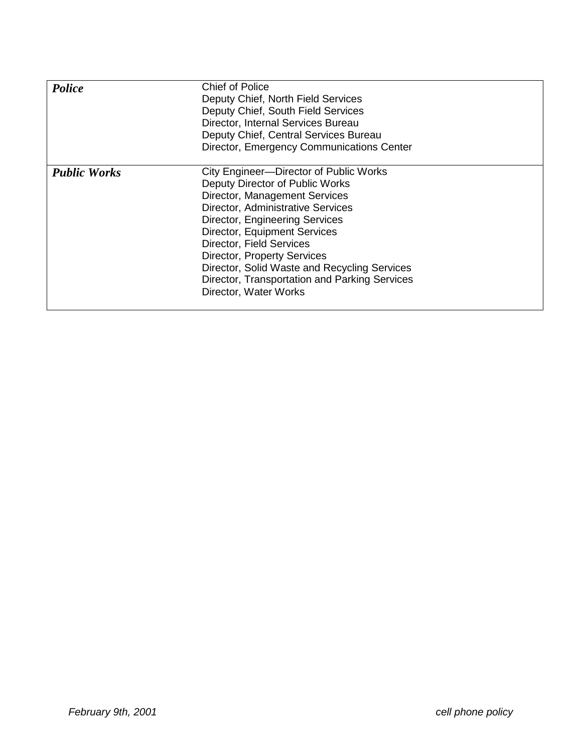| | |
|---|---|
| ***Police*** | Chief of Police<br>Deputy Chief, North Field Services<br>Deputy Chief, South Field Services<br>Director, Internal Services Bureau<br>Deputy Chief, Central Services Bureau<br>Director, Emergency Communications Center |
| ***Public Works*** | City Engineer—Director of Public Works<br>Deputy Director of Public Works<br>Director, Management Services<br>Director, Administrative Services<br>Director, Engineering Services<br>Director, Equipment Services<br>Director, Field Services<br>Director, Property Services<br>Director, Solid Waste and Recycling Services<br>Director, Transportation and Parking Services<br>Director, Water Works |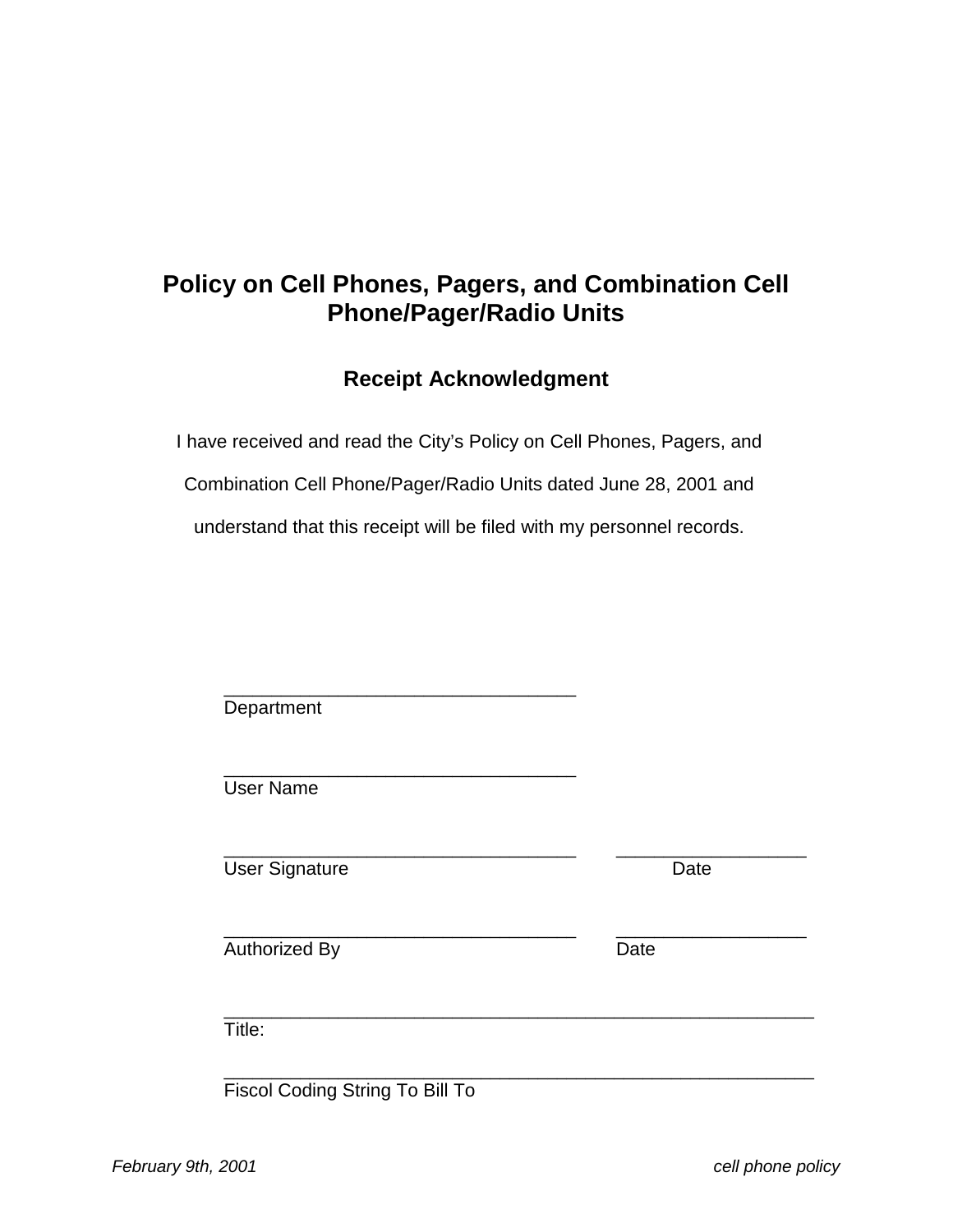# Policy on Cell Phones, Pagers, and Combination Cell Phone/Pager/Radio Units

## Receipt Acknowledgment

I have received and read the City's Policy on Cell Phones, Pagers, and Combination Cell Phone/Pager/Radio Units dated June 28, 2001 and understand that this receipt will be filed with my personnel records.

__________________________________
Department

__________________________________
User Name

__________________________________ __________________
User Signature Date

__________________________________ __________________
Authorized By Date

__________________________________________________________
Title:

__________________________________________________________
Fiscol Coding String To Bill To